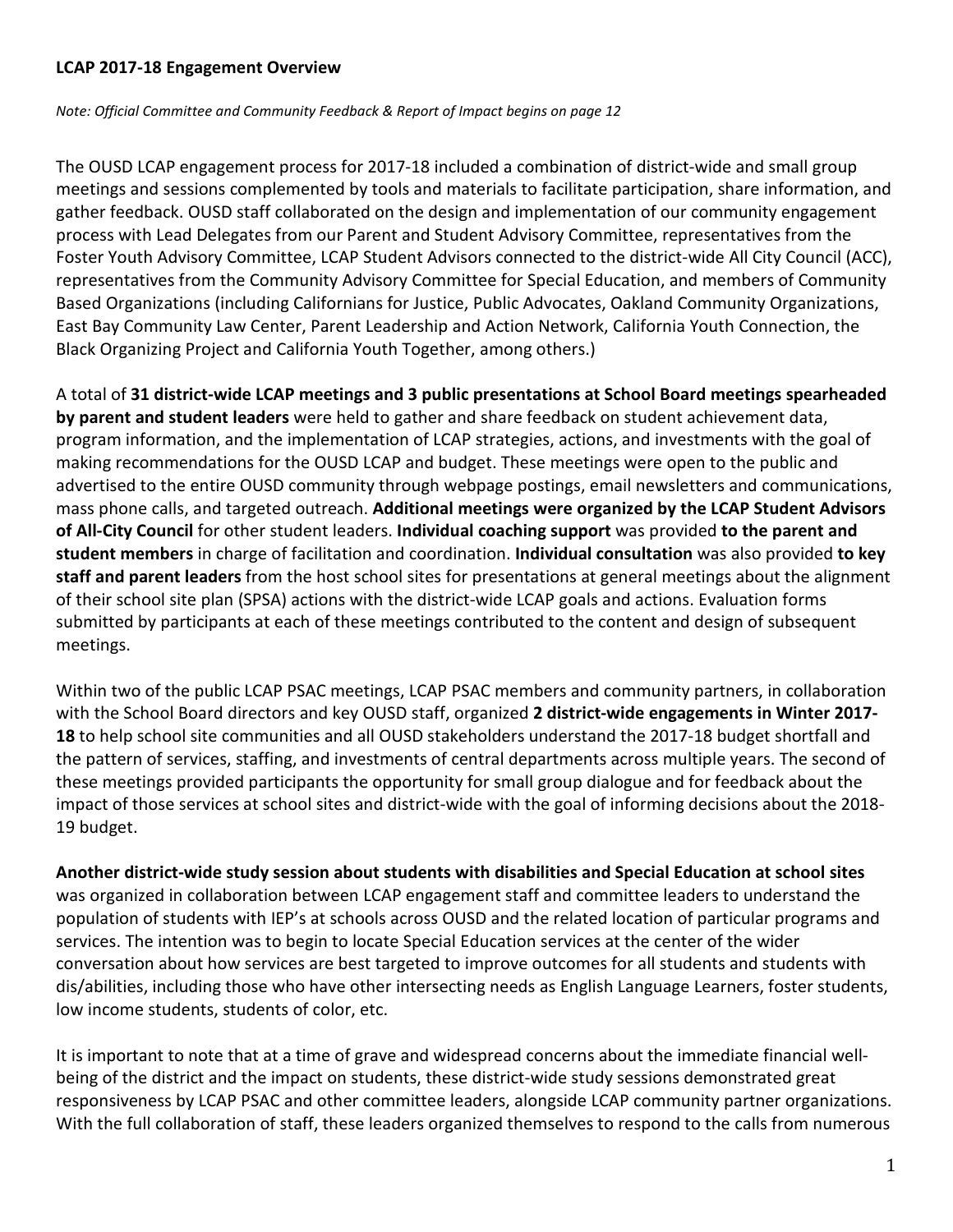**LCAP 2017-18 Engagement Overview**

*Note: Official Committee and Community Feedback & Report of Impact begins on page 12*

The OUSD LCAP engagement process for 2017-18 included a combination of district-wide and small group meetings and sessions complemented by tools and materials to facilitate participation, share information, and gather feedback. OUSD staff collaborated on the design and implementation of our community engagement process with Lead Delegates from our Parent and Student Advisory Committee, representatives from the Foster Youth Advisory Committee, LCAP Student Advisors connected to the district-wide All City Council (ACC), representatives from the Community Advisory Committee for Special Education, and members of Community Based Organizations (including Californians for Justice, Public Advocates, Oakland Community Organizations, East Bay Community Law Center, Parent Leadership and Action Network, California Youth Connection, the Black Organizing Project and California Youth Together, among others.)

A total of **31 district-wide LCAP meetings and 3 public presentations at School Board meetings spearheaded by parent and student leaders** were held to gather and share feedback on student achievement data, program information, and the implementation of LCAP strategies, actions, and investments with the goal of making recommendations for the OUSD LCAP and budget. These meetings were open to the public and advertised to the entire OUSD community through webpage postings, email newsletters and communications, mass phone calls, and targeted outreach. **Additional meetings were organized by the LCAP Student Advisors of All-City Council** for other student leaders. **Individual coaching support** was provided **to the parent and student members** in charge of facilitation and coordination. **Individual consultation** was also provided **to key staff and parent leaders** from the host school sites for presentations at general meetings about the alignment of their school site plan (SPSA) actions with the district-wide LCAP goals and actions. Evaluation forms submitted by participants at each of these meetings contributed to the content and design of subsequent meetings.

Within two of the public LCAP PSAC meetings, LCAP PSAC members and community partners, in collaboration with the School Board directors and key OUSD staff, organized **2 district-wide engagements in Winter 2017-18** to help school site communities and all OUSD stakeholders understand the 2017-18 budget shortfall and the pattern of services, staffing, and investments of central departments across multiple years. The second of these meetings provided participants the opportunity for small group dialogue and for feedback about the impact of those services at school sites and district-wide with the goal of informing decisions about the 2018-19 budget.

**Another district-wide study session about students with disabilities and Special Education at school sites** was organized in collaboration between LCAP engagement staff and committee leaders to understand the population of students with IEP's at schools across OUSD and the related location of particular programs and services. The intention was to begin to locate Special Education services at the center of the wider conversation about how services are best targeted to improve outcomes for all students and students with dis/abilities, including those who have other intersecting needs as English Language Learners, foster students, low income students, students of color, etc.

It is important to note that at a time of grave and widespread concerns about the immediate financial well-being of the district and the impact on students, these district-wide study sessions demonstrated great responsiveness by LCAP PSAC and other committee leaders, alongside LCAP community partner organizations. With the full collaboration of staff, these leaders organized themselves to respond to the calls from numerous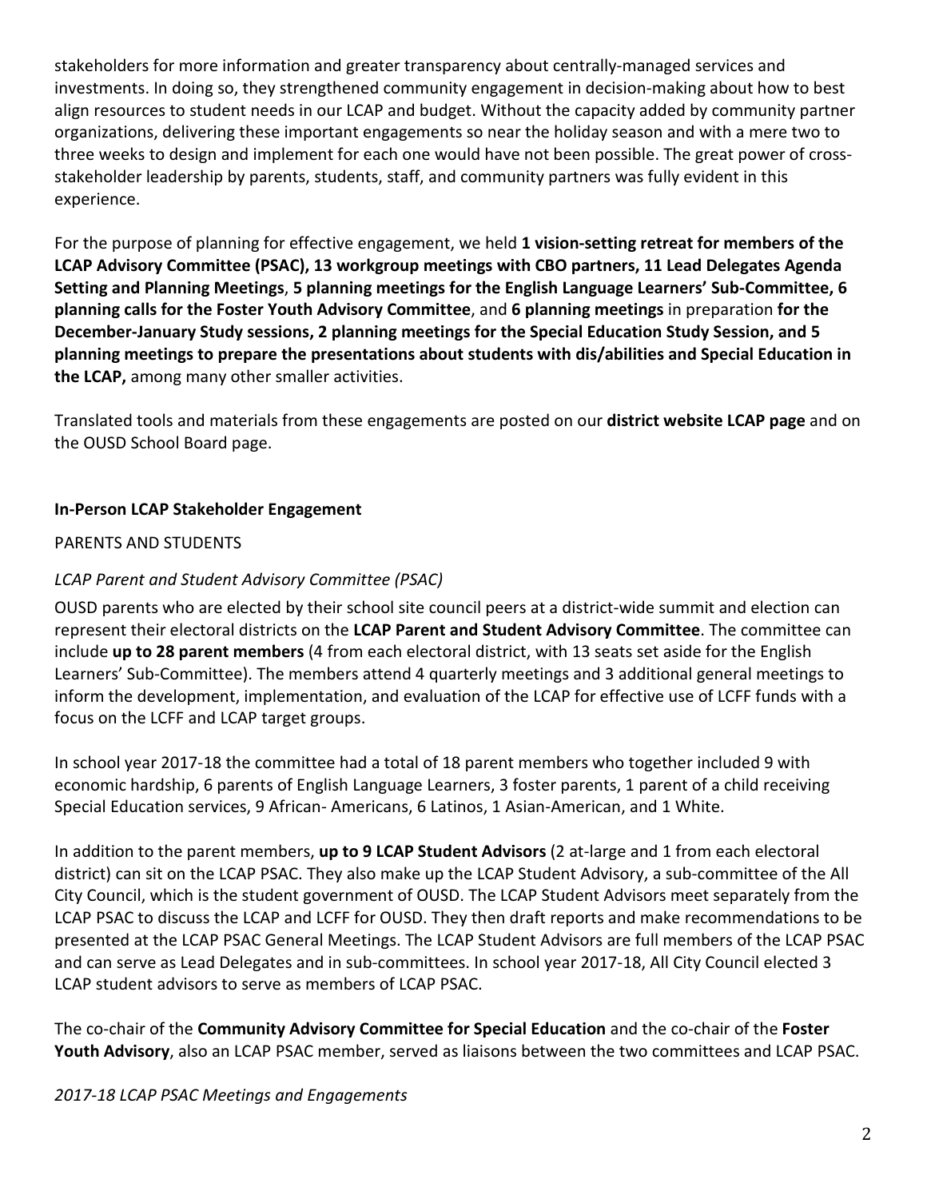stakeholders for more information and greater transparency about centrally-managed services and investments. In doing so, they strengthened community engagement in decision-making about how to best align resources to student needs in our LCAP and budget. Without the capacity added by community partner organizations, delivering these important engagements so near the holiday season and with a mere two to three weeks to design and implement for each one would have not been possible. The great power of cross-stakeholder leadership by parents, students, staff, and community partners was fully evident in this experience.

For the purpose of planning for effective engagement, we held **1 vision-setting retreat for members of the LCAP Advisory Committee (PSAC), 13 workgroup meetings with CBO partners, 11 Lead Delegates Agenda Setting and Planning Meetings**, **5 planning meetings for the English Language Learners' Sub-Committee, 6 planning calls for the Foster Youth Advisory Committee**, and **6 planning meetings** in preparation **for the December-January Study sessions, 2 planning meetings for the Special Education Study Session, and 5 planning meetings to prepare the presentations about students with dis/abilities and Special Education in the LCAP,** among many other smaller activities.

Translated tools and materials from these engagements are posted on our **district website LCAP page** and on the OUSD School Board page.

**In-Person LCAP Stakeholder Engagement**

PARENTS AND STUDENTS

*LCAP Parent and Student Advisory Committee (PSAC)*

OUSD parents who are elected by their school site council peers at a district-wide summit and election can represent their electoral districts on the **LCAP Parent and Student Advisory Committee**. The committee can include **up to 28 parent members** (4 from each electoral district, with 13 seats set aside for the English Learners' Sub-Committee). The members attend 4 quarterly meetings and 3 additional general meetings to inform the development, implementation, and evaluation of the LCAP for effective use of LCFF funds with a focus on the LCFF and LCAP target groups.

In school year 2017-18 the committee had a total of 18 parent members who together included 9 with economic hardship, 6 parents of English Language Learners, 3 foster parents, 1 parent of a child receiving Special Education services, 9 African- Americans, 6 Latinos, 1 Asian-American, and 1 White.

In addition to the parent members, **up to 9 LCAP Student Advisors** (2 at-large and 1 from each electoral district) can sit on the LCAP PSAC. They also make up the LCAP Student Advisory, a sub-committee of the All City Council, which is the student government of OUSD. The LCAP Student Advisors meet separately from the LCAP PSAC to discuss the LCAP and LCFF for OUSD. They then draft reports and make recommendations to be presented at the LCAP PSAC General Meetings. The LCAP Student Advisors are full members of the LCAP PSAC and can serve as Lead Delegates and in sub-committees. In school year 2017-18, All City Council elected 3 LCAP student advisors to serve as members of LCAP PSAC.

The co-chair of the **Community Advisory Committee for Special Education** and the co-chair of the **Foster Youth Advisory**, also an LCAP PSAC member, served as liaisons between the two committees and LCAP PSAC.

*2017-18 LCAP PSAC Meetings and Engagements*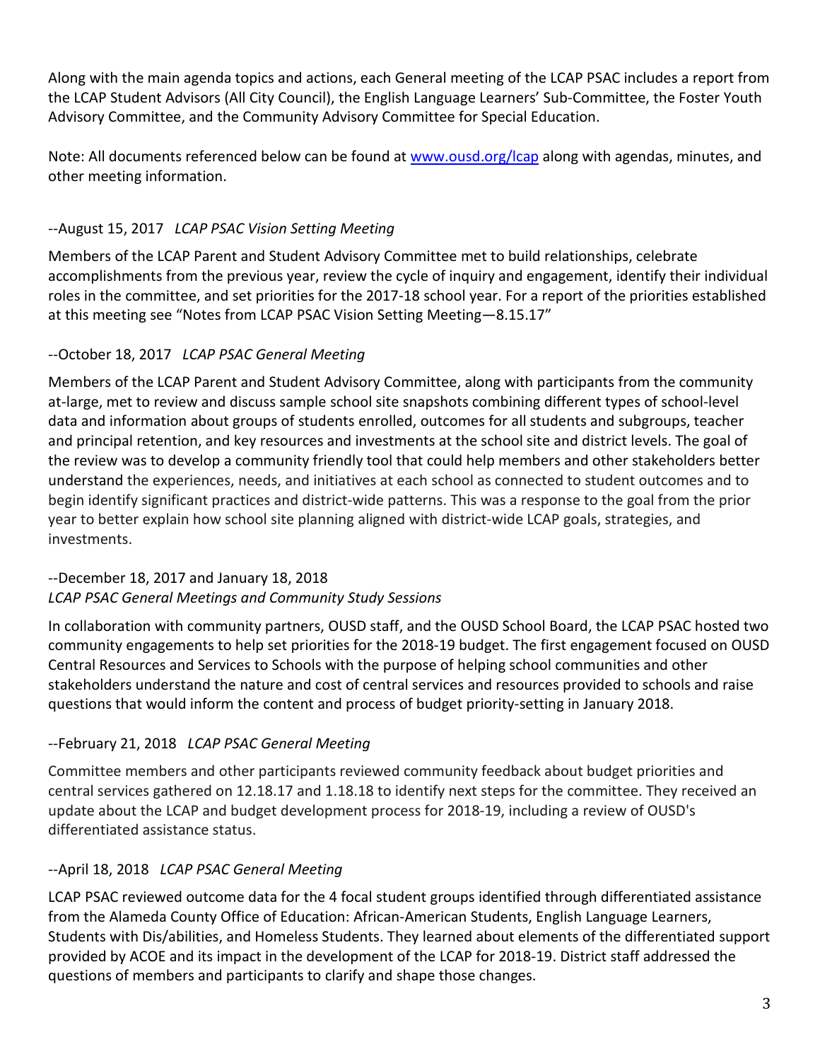Along with the main agenda topics and actions, each General meeting of the LCAP PSAC includes a report from the LCAP Student Advisors (All City Council), the English Language Learners' Sub-Committee, the Foster Youth Advisory Committee, and the Community Advisory Committee for Special Education.

Note: All documents referenced below can be found at [www.ousd.org/lcap](www.ousd.org/lcap) along with agendas, minutes, and other meeting information.

--August 15, 2017 *LCAP PSAC Vision Setting Meeting*

Members of the LCAP Parent and Student Advisory Committee met to build relationships, celebrate accomplishments from the previous year, review the cycle of inquiry and engagement, identify their individual roles in the committee, and set priorities for the 2017-18 school year. For a report of the priorities established at this meeting see "Notes from LCAP PSAC Vision Setting Meeting—8.15.17"

--October 18, 2017 *LCAP PSAC General Meeting*

Members of the LCAP Parent and Student Advisory Committee, along with participants from the community at-large, met to review and discuss sample school site snapshots combining different types of school-level data and information about groups of students enrolled, outcomes for all students and subgroups, teacher and principal retention, and key resources and investments at the school site and district levels. The goal of the review was to develop a community friendly tool that could help members and other stakeholders better understand the experiences, needs, and initiatives at each school as connected to student outcomes and to begin identify significant practices and district-wide patterns. This was a response to the goal from the prior year to better explain how school site planning aligned with district-wide LCAP goals, strategies, and investments.

--December 18, 2017 and January 18, 2018
*LCAP PSAC General Meetings and Community Study Sessions*

In collaboration with community partners, OUSD staff, and the OUSD School Board, the LCAP PSAC hosted two community engagements to help set priorities for the 2018-19 budget. The first engagement focused on OUSD Central Resources and Services to Schools with the purpose of helping school communities and other stakeholders understand the nature and cost of central services and resources provided to schools and raise questions that would inform the content and process of budget priority-setting in January 2018.

--February 21, 2018 *LCAP PSAC General Meeting*

Committee members and other participants reviewed community feedback about budget priorities and central services gathered on 12.18.17 and 1.18.18 to identify next steps for the committee. They received an update about the LCAP and budget development process for 2018-19, including a review of OUSD's differentiated assistance status.

--April 18, 2018 *LCAP PSAC General Meeting*

LCAP PSAC reviewed outcome data for the 4 focal student groups identified through differentiated assistance from the Alameda County Office of Education: African-American Students, English Language Learners, Students with Dis/abilities, and Homeless Students. They learned about elements of the differentiated support provided by ACOE and its impact in the development of the LCAP for 2018-19. District staff addressed the questions of members and participants to clarify and shape those changes.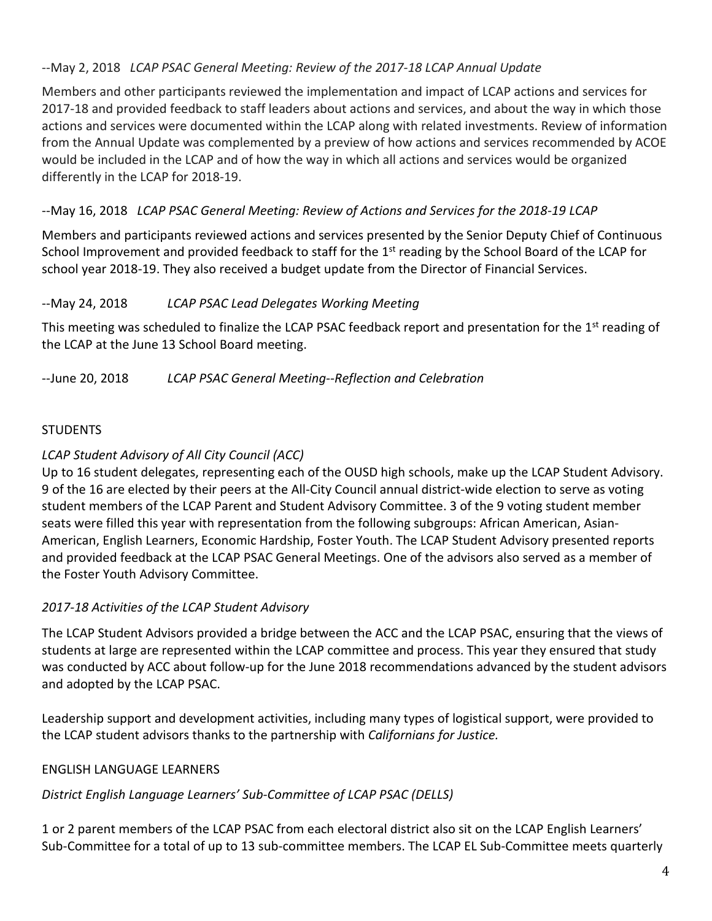--May 2, 2018 *LCAP PSAC General Meeting: Review of the 2017-18 LCAP Annual Update*

Members and other participants reviewed the implementation and impact of LCAP actions and services for 2017-18 and provided feedback to staff leaders about actions and services, and about the way in which those actions and services were documented within the LCAP along with related investments. Review of information from the Annual Update was complemented by a preview of how actions and services recommended by ACOE would be included in the LCAP and of how the way in which all actions and services would be organized differently in the LCAP for 2018-19.

--May 16, 2018 *LCAP PSAC General Meeting: Review of Actions and Services for the 2018-19 LCAP*

Members and participants reviewed actions and services presented by the Senior Deputy Chief of Continuous School Improvement and provided feedback to staff for the 1st reading by the School Board of the LCAP for school year 2018-19. They also received a budget update from the Director of Financial Services.

--May 24, 2018 *LCAP PSAC Lead Delegates Working Meeting*

This meeting was scheduled to finalize the LCAP PSAC feedback report and presentation for the 1st reading of the LCAP at the June 13 School Board meeting.

--June 20, 2018 *LCAP PSAC General Meeting--Reflection and Celebration*

STUDENTS

*LCAP Student Advisory of All City Council (ACC)*

Up to 16 student delegates, representing each of the OUSD high schools, make up the LCAP Student Advisory. 9 of the 16 are elected by their peers at the All-City Council annual district-wide election to serve as voting student members of the LCAP Parent and Student Advisory Committee. 3 of the 9 voting student member seats were filled this year with representation from the following subgroups: African American, Asian-American, English Learners, Economic Hardship, Foster Youth. The LCAP Student Advisory presented reports and provided feedback at the LCAP PSAC General Meetings. One of the advisors also served as a member of the Foster Youth Advisory Committee.

*2017-18 Activities of the LCAP Student Advisory*

The LCAP Student Advisors provided a bridge between the ACC and the LCAP PSAC, ensuring that the views of students at large are represented within the LCAP committee and process. This year they ensured that study was conducted by ACC about follow-up for the June 2018 recommendations advanced by the student advisors and adopted by the LCAP PSAC.

Leadership support and development activities, including many types of logistical support, were provided to the LCAP student advisors thanks to the partnership with *Californians for Justice.*

ENGLISH LANGUAGE LEARNERS

*District English Language Learners' Sub-Committee of LCAP PSAC (DELLS)*

1 or 2 parent members of the LCAP PSAC from each electoral district also sit on the LCAP English Learners' Sub-Committee for a total of up to 13 sub-committee members. The LCAP EL Sub-Committee meets quarterly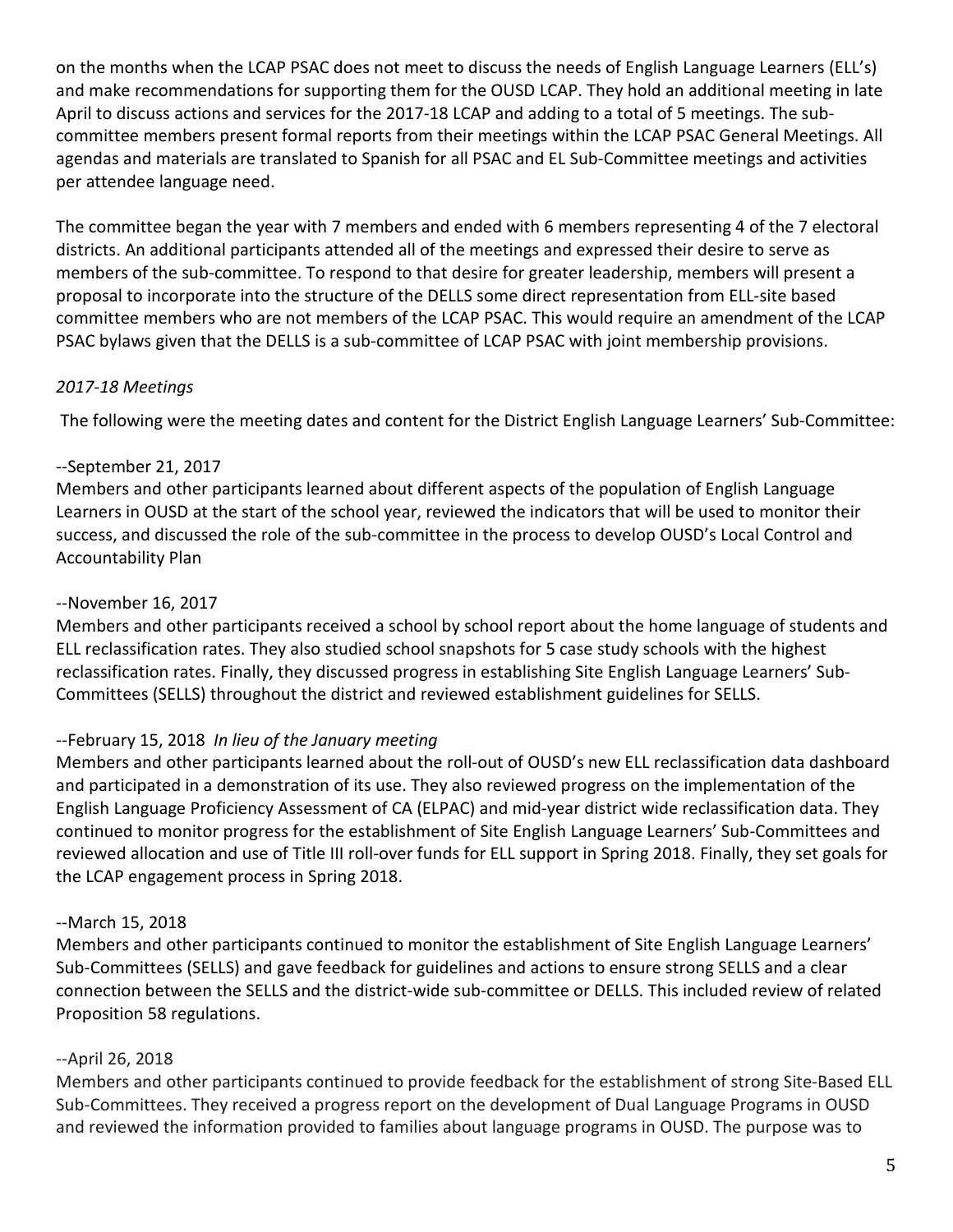on the months when the LCAP PSAC does not meet to discuss the needs of English Language Learners (ELL's) and make recommendations for supporting them for the OUSD LCAP. They hold an additional meeting in late April to discuss actions and services for the 2017-18 LCAP and adding to a total of 5 meetings. The sub-committee members present formal reports from their meetings within the LCAP PSAC General Meetings. All agendas and materials are translated to Spanish for all PSAC and EL Sub-Committee meetings and activities per attendee language need.

The committee began the year with 7 members and ended with 6 members representing 4 of the 7 electoral districts. An additional participants attended all of the meetings and expressed their desire to serve as members of the sub-committee. To respond to that desire for greater leadership, members will present a proposal to incorporate into the structure of the DELLS some direct representation from ELL-site based committee members who are not members of the LCAP PSAC. This would require an amendment of the LCAP PSAC bylaws given that the DELLS is a sub-committee of LCAP PSAC with joint membership provisions.

*2017-18 Meetings*

The following were the meeting dates and content for the District English Language Learners' Sub-Committee:

--September 21, 2017
Members and other participants learned about different aspects of the population of English Language Learners in OUSD at the start of the school year, reviewed the indicators that will be used to monitor their success, and discussed the role of the sub-committee in the process to develop OUSD's Local Control and Accountability Plan

--November 16, 2017
Members and other participants received a school by school report about the home language of students and ELL reclassification rates. They also studied school snapshots for 5 case study schools with the highest reclassification rates. Finally, they discussed progress in establishing Site English Language Learners' Sub-Committees (SELLS) throughout the district and reviewed establishment guidelines for SELLS.

--February 15, 2018 *In lieu of the January meeting*
Members and other participants learned about the roll-out of OUSD's new ELL reclassification data dashboard and participated in a demonstration of its use. They also reviewed progress on the implementation of the English Language Proficiency Assessment of CA (ELPAC) and mid-year district wide reclassification data. They continued to monitor progress for the establishment of Site English Language Learners' Sub-Committees and reviewed allocation and use of Title III roll-over funds for ELL support in Spring 2018. Finally, they set goals for the LCAP engagement process in Spring 2018.

--March 15, 2018
Members and other participants continued to monitor the establishment of Site English Language Learners' Sub-Committees (SELLS) and gave feedback for guidelines and actions to ensure strong SELLS and a clear connection between the SELLS and the district-wide sub-committee or DELLS. This included review of related Proposition 58 regulations.

--April 26, 2018
Members and other participants continued to provide feedback for the establishment of strong Site-Based ELL Sub-Committees. They received a progress report on the development of Dual Language Programs in OUSD and reviewed the information provided to families about language programs in OUSD. The purpose was to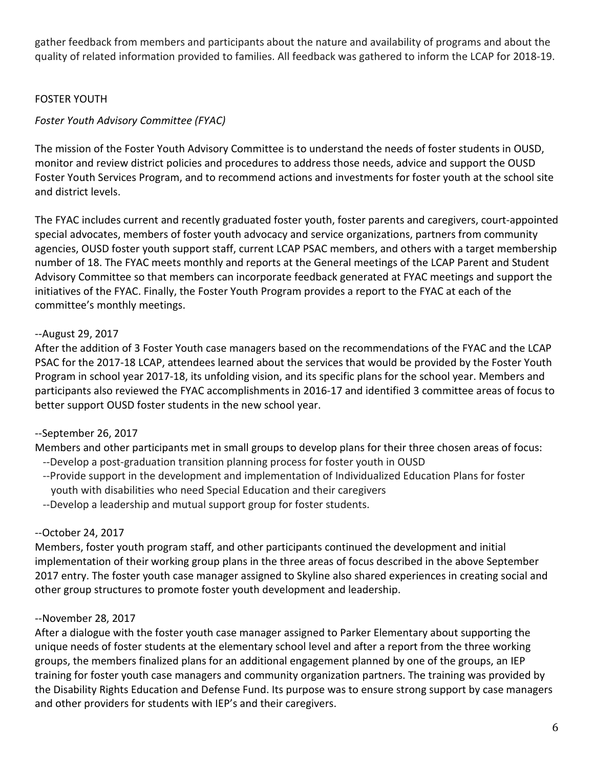gather feedback from members and participants about the nature and availability of programs and about the quality of related information provided to families. All feedback was gathered to inform the LCAP for 2018-19.

FOSTER YOUTH

*Foster Youth Advisory Committee (FYAC)*

The mission of the Foster Youth Advisory Committee is to understand the needs of foster students in OUSD, monitor and review district policies and procedures to address those needs, advice and support the OUSD Foster Youth Services Program, and to recommend actions and investments for foster youth at the school site and district levels.

The FYAC includes current and recently graduated foster youth, foster parents and caregivers, court-appointed special advocates, members of foster youth advocacy and service organizations, partners from community agencies, OUSD foster youth support staff, current LCAP PSAC members, and others with a target membership number of 18. The FYAC meets monthly and reports at the General meetings of the LCAP Parent and Student Advisory Committee so that members can incorporate feedback generated at FYAC meetings and support the initiatives of the FYAC. Finally, the Foster Youth Program provides a report to the FYAC at each of the committee's monthly meetings.

--August 29, 2017
After the addition of 3 Foster Youth case managers based on the recommendations of the FYAC and the LCAP PSAC for the 2017-18 LCAP, attendees learned about the services that would be provided by the Foster Youth Program in school year 2017-18, its unfolding vision, and its specific plans for the school year. Members and participants also reviewed the FYAC accomplishments in 2016-17 and identified 3 committee areas of focus to better support OUSD foster students in the new school year.

--September 26, 2017
Members and other participants met in small groups to develop plans for their three chosen areas of focus:
--Develop a post-graduation transition planning process for foster youth in OUSD
--Provide support in the development and implementation of Individualized Education Plans for foster youth with disabilities who need Special Education and their caregivers
--Develop a leadership and mutual support group for foster students.

--October 24, 2017
Members, foster youth program staff, and other participants continued the development and initial implementation of their working group plans in the three areas of focus described in the above September 2017 entry. The foster youth case manager assigned to Skyline also shared experiences in creating social and other group structures to promote foster youth development and leadership.

--November 28, 2017
After a dialogue with the foster youth case manager assigned to Parker Elementary about supporting the unique needs of foster students at the elementary school level and after a report from the three working groups, the members finalized plans for an additional engagement planned by one of the groups, an IEP training for foster youth case managers and community organization partners. The training was provided by the Disability Rights Education and Defense Fund. Its purpose was to ensure strong support by case managers and other providers for students with IEP's and their caregivers.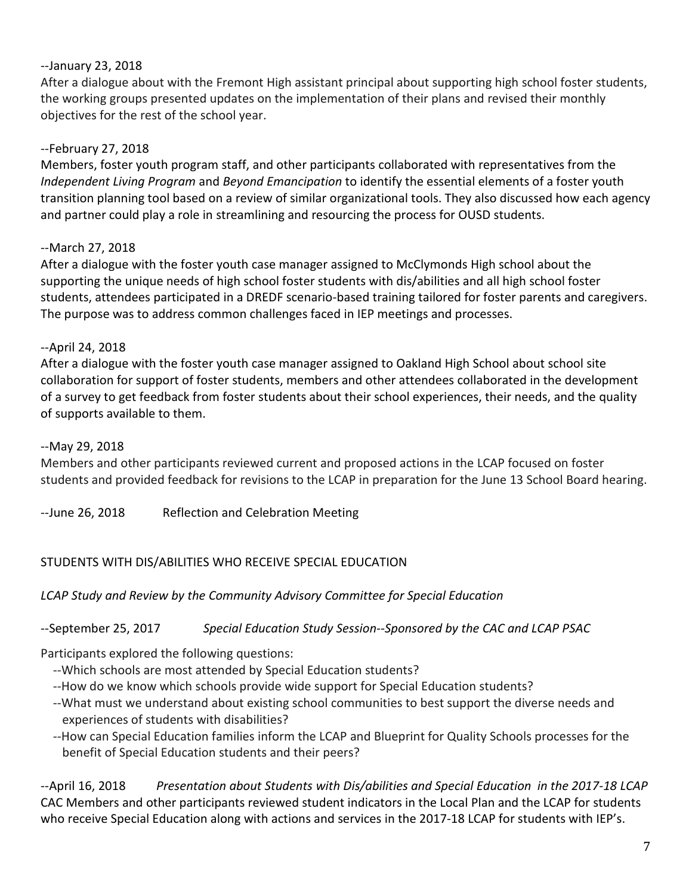--January 23, 2018

After a dialogue about with the Fremont High assistant principal about supporting high school foster students, the working groups presented updates on the implementation of their plans and revised their monthly objectives for the rest of the school year.

--February 27, 2018

Members, foster youth program staff, and other participants collaborated with representatives from the *Independent Living Program* and *Beyond Emancipation* to identify the essential elements of a foster youth transition planning tool based on a review of similar organizational tools. They also discussed how each agency and partner could play a role in streamlining and resourcing the process for OUSD students.

--March 27, 2018

After a dialogue with the foster youth case manager assigned to McClymonds High school about the supporting the unique needs of high school foster students with dis/abilities and all high school foster students, attendees participated in a DREDF scenario-based training tailored for foster parents and caregivers. The purpose was to address common challenges faced in IEP meetings and processes.

--April 24, 2018

After a dialogue with the foster youth case manager assigned to Oakland High School about school site collaboration for support of foster students, members and other attendees collaborated in the development of a survey to get feedback from foster students about their school experiences, their needs, and the quality of supports available to them.

--May 29, 2018

Members and other participants reviewed current and proposed actions in the LCAP focused on foster students and provided feedback for revisions to the LCAP in preparation for the June 13 School Board hearing.

--June 26, 2018 Reflection and Celebration Meeting

STUDENTS WITH DIS/ABILITIES WHO RECEIVE SPECIAL EDUCATION

*LCAP Study and Review by the Community Advisory Committee for Special Education*

--September 25, 2017 *Special Education Study Session--Sponsored by the CAC and LCAP PSAC*

Participants explored the following questions:

- --Which schools are most attended by Special Education students?
- --How do we know which schools provide wide support for Special Education students?
- --What must we understand about existing school communities to best support the diverse needs and experiences of students with disabilities?
- --How can Special Education families inform the LCAP and Blueprint for Quality Schools processes for the benefit of Special Education students and their peers?

--April 16, 2018 *Presentation about Students with Dis/abilities and Special Education in the 2017-18 LCAP*

CAC Members and other participants reviewed student indicators in the Local Plan and the LCAP for students who receive Special Education along with actions and services in the 2017-18 LCAP for students with IEP's.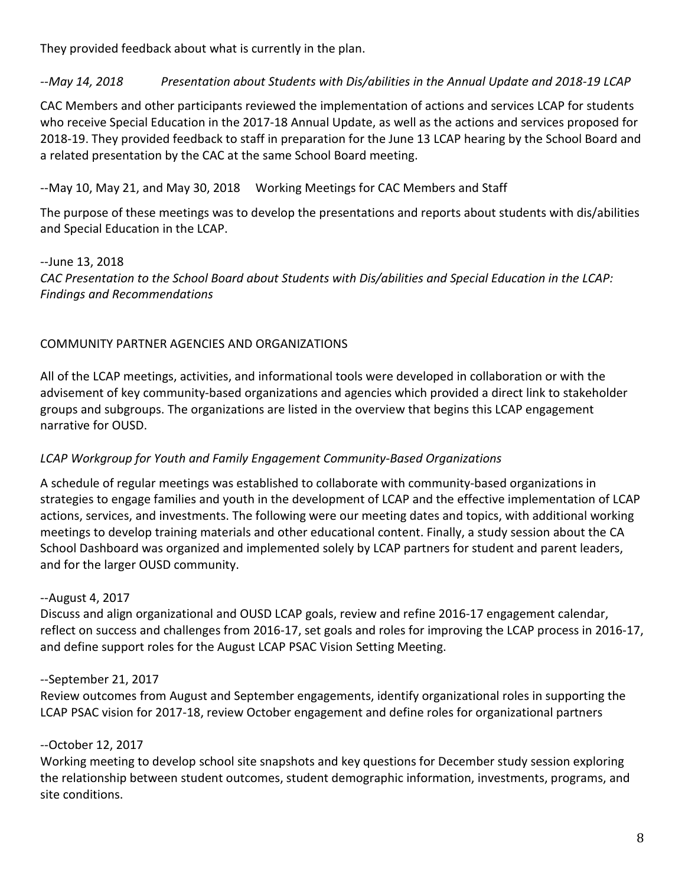They provided feedback about what is currently in the plan.

*--May 14, 2018 Presentation about Students with Dis/abilities in the Annual Update and 2018-19 LCAP*

CAC Members and other participants reviewed the implementation of actions and services LCAP for students who receive Special Education in the 2017-18 Annual Update, as well as the actions and services proposed for 2018-19. They provided feedback to staff in preparation for the June 13 LCAP hearing by the School Board and a related presentation by the CAC at the same School Board meeting.

--May 10, May 21, and May 30, 2018 Working Meetings for CAC Members and Staff

The purpose of these meetings was to develop the presentations and reports about students with dis/abilities and Special Education in the LCAP.

--June 13, 2018
*CAC Presentation to the School Board about Students with Dis/abilities and Special Education in the LCAP: Findings and Recommendations*

COMMUNITY PARTNER AGENCIES AND ORGANIZATIONS

All of the LCAP meetings, activities, and informational tools were developed in collaboration or with the advisement of key community-based organizations and agencies which provided a direct link to stakeholder groups and subgroups. The organizations are listed in the overview that begins this LCAP engagement narrative for OUSD.

*LCAP Workgroup for Youth and Family Engagement Community-Based Organizations*

A schedule of regular meetings was established to collaborate with community-based organizations in strategies to engage families and youth in the development of LCAP and the effective implementation of LCAP actions, services, and investments. The following were our meeting dates and topics, with additional working meetings to develop training materials and other educational content. Finally, a study session about the CA School Dashboard was organized and implemented solely by LCAP partners for student and parent leaders, and for the larger OUSD community.

--August 4, 2017
Discuss and align organizational and OUSD LCAP goals, review and refine 2016-17 engagement calendar, reflect on success and challenges from 2016-17, set goals and roles for improving the LCAP process in 2016-17, and define support roles for the August LCAP PSAC Vision Setting Meeting.

--September 21, 2017
Review outcomes from August and September engagements, identify organizational roles in supporting the LCAP PSAC vision for 2017-18, review October engagement and define roles for organizational partners

--October 12, 2017
Working meeting to develop school site snapshots and key questions for December study session exploring the relationship between student outcomes, student demographic information, investments, programs, and site conditions.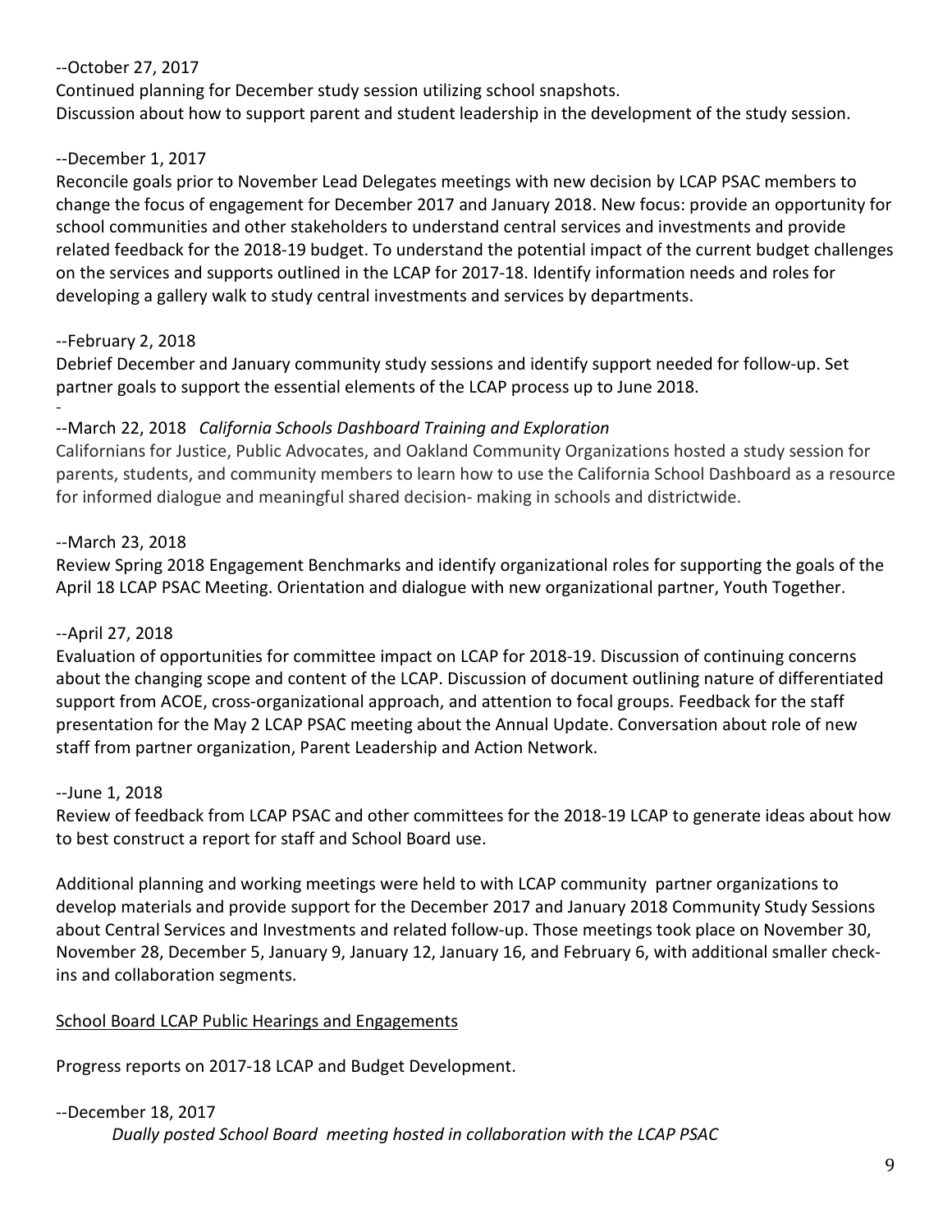--October 27, 2017

Continued planning for December study session utilizing school snapshots.
Discussion about how to support parent and student leadership in the development of the study session.

--December 1, 2017

Reconcile goals prior to November Lead Delegates meetings with new decision by LCAP PSAC members to change the focus of engagement for December 2017 and January 2018. New focus: provide an opportunity for school communities and other stakeholders to understand central services and investments and provide related feedback for the 2018-19 budget. To understand the potential impact of the current budget challenges on the services and supports outlined in the LCAP for 2017-18. Identify information needs and roles for developing a gallery walk to study central investments and services by departments.

--February 2, 2018

Debrief December and January community study sessions and identify support needed for follow-up. Set partner goals to support the essential elements of the LCAP process up to June 2018.

-

--March 22, 2018 *California Schools Dashboard Training and Exploration*

Californians for Justice, Public Advocates, and Oakland Community Organizations hosted a study session for parents, students, and community members to learn how to use the California School Dashboard as a resource for informed dialogue and meaningful shared decision- making in schools and districtwide.

--March 23, 2018

Review Spring 2018 Engagement Benchmarks and identify organizational roles for supporting the goals of the April 18 LCAP PSAC Meeting. Orientation and dialogue with new organizational partner, Youth Together.

--April 27, 2018

Evaluation of opportunities for committee impact on LCAP for 2018-19. Discussion of continuing concerns about the changing scope and content of the LCAP. Discussion of document outlining nature of differentiated support from ACOE, cross-organizational approach, and attention to focal groups. Feedback for the staff presentation for the May 2 LCAP PSAC meeting about the Annual Update. Conversation about role of new staff from partner organization, Parent Leadership and Action Network.

--June 1, 2018

Review of feedback from LCAP PSAC and other committees for the 2018-19 LCAP to generate ideas about how to best construct a report for staff and School Board use.

Additional planning and working meetings were held to with LCAP community partner organizations to develop materials and provide support for the December 2017 and January 2018 Community Study Sessions about Central Services and Investments and related follow-up. Those meetings took place on November 30, November 28, December 5, January 9, January 12, January 16, and February 6, with additional smaller check-ins and collaboration segments.

School Board LCAP Public Hearings and Engagements

Progress reports on 2017-18 LCAP and Budget Development.

--December 18, 2017

*Dually posted School Board meeting hosted in collaboration with the LCAP PSAC*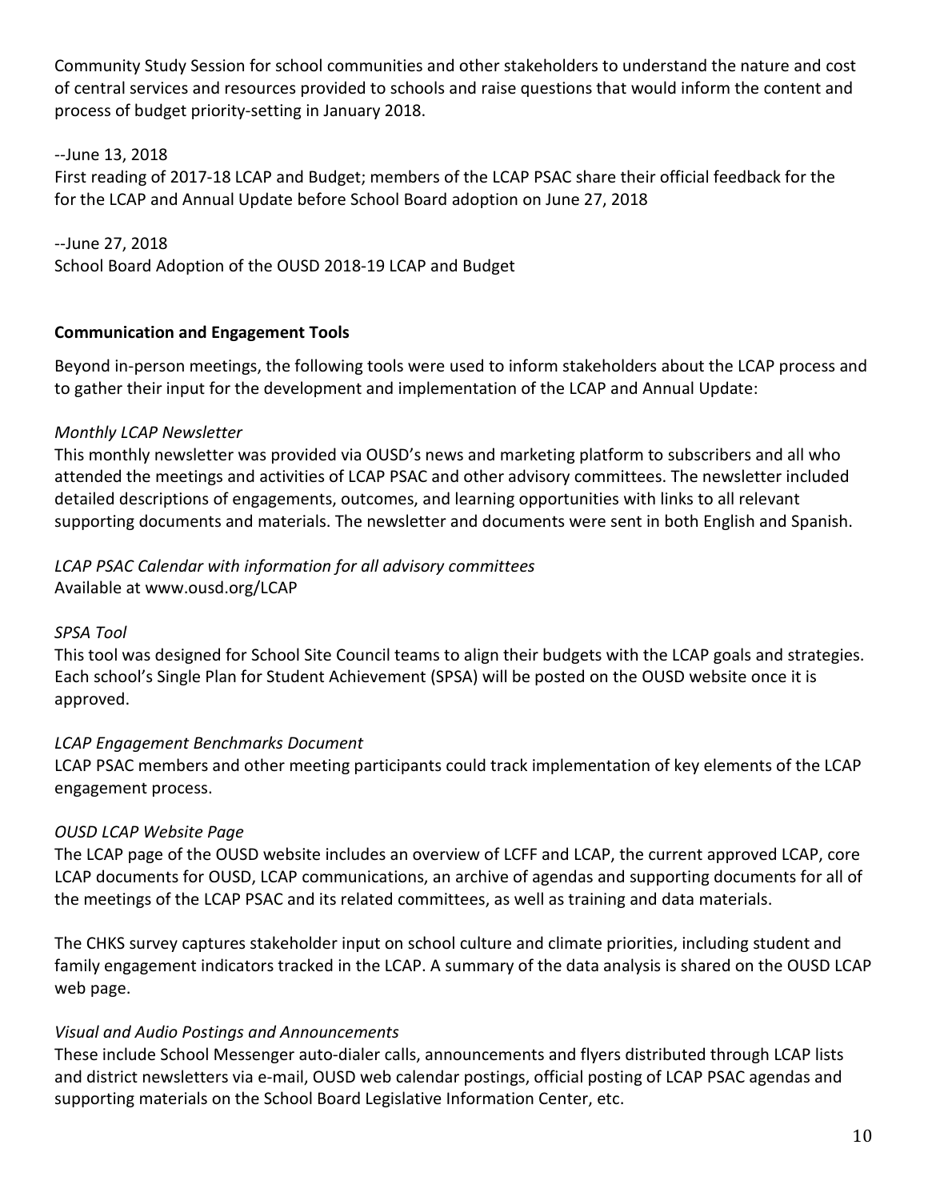Community Study Session for school communities and other stakeholders to understand the nature and cost of central services and resources provided to schools and raise questions that would inform the content and process of budget priority-setting in January 2018.

--June 13, 2018
First reading of 2017-18 LCAP and Budget; members of the LCAP PSAC share their official feedback for the for the LCAP and Annual Update before School Board adoption on June 27, 2018

--June 27, 2018
School Board Adoption of the OUSD 2018-19 LCAP and Budget

**Communication and Engagement Tools**

Beyond in-person meetings, the following tools were used to inform stakeholders about the LCAP process and to gather their input for the development and implementation of the LCAP and Annual Update:

*Monthly LCAP Newsletter*
This monthly newsletter was provided via OUSD's news and marketing platform to subscribers and all who attended the meetings and activities of LCAP PSAC and other advisory committees. The newsletter included detailed descriptions of engagements, outcomes, and learning opportunities with links to all relevant supporting documents and materials. The newsletter and documents were sent in both English and Spanish.

*LCAP PSAC Calendar with information for all advisory committees*
Available at www.ousd.org/LCAP

*SPSA Tool*
This tool was designed for School Site Council teams to align their budgets with the LCAP goals and strategies. Each school's Single Plan for Student Achievement (SPSA) will be posted on the OUSD website once it is approved.

*LCAP Engagement Benchmarks Document*
LCAP PSAC members and other meeting participants could track implementation of key elements of the LCAP engagement process.

*OUSD LCAP Website Page*
The LCAP page of the OUSD website includes an overview of LCFF and LCAP, the current approved LCAP, core LCAP documents for OUSD, LCAP communications, an archive of agendas and supporting documents for all of the meetings of the LCAP PSAC and its related committees, as well as training and data materials.

The CHKS survey captures stakeholder input on school culture and climate priorities, including student and family engagement indicators tracked in the LCAP. A summary of the data analysis is shared on the OUSD LCAP web page.

*Visual and Audio Postings and Announcements*
These include School Messenger auto-dialer calls, announcements and flyers distributed through LCAP lists and district newsletters via e-mail, OUSD web calendar postings, official posting of LCAP PSAC agendas and supporting materials on the School Board Legislative Information Center, etc.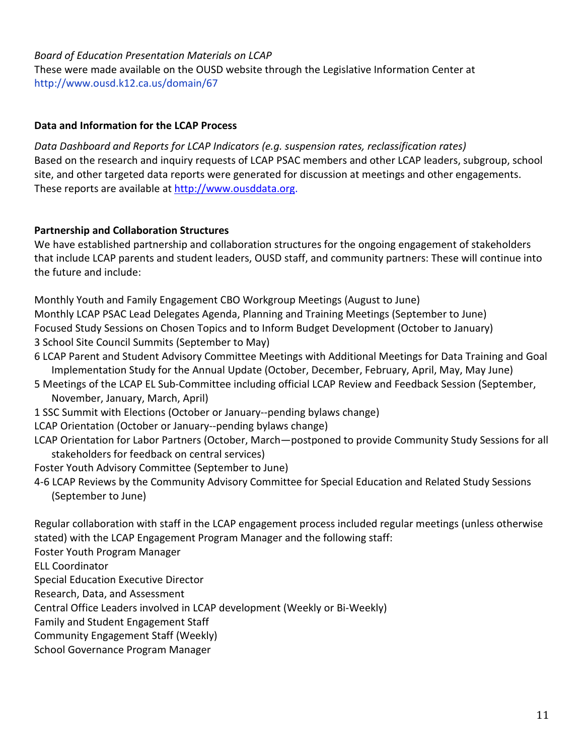*Board of Education Presentation Materials on LCAP*
These were made available on the OUSD website through the Legislative Information Center at http://www.ousd.k12.ca.us/domain/67

**Data and Information for the LCAP Process**

*Data Dashboard and Reports for LCAP Indicators (e.g. suspension rates, reclassification rates)*
Based on the research and inquiry requests of LCAP PSAC members and other LCAP leaders, subgroup, school site, and other targeted data reports were generated for discussion at meetings and other engagements. These reports are available at http://www.ousddata.org.

**Partnership and Collaboration Structures**
We have established partnership and collaboration structures for the ongoing engagement of stakeholders that include LCAP parents and student leaders, OUSD staff, and community partners: These will continue into the future and include:

Monthly Youth and Family Engagement CBO Workgroup Meetings (August to June)
Monthly LCAP PSAC Lead Delegates Agenda, Planning and Training Meetings (September to June)
Focused Study Sessions on Chosen Topics and to Inform Budget Development (October to January)
3 School Site Council Summits (September to May)
6 LCAP Parent and Student Advisory Committee Meetings with Additional Meetings for Data Training and Goal Implementation Study for the Annual Update (October, December, February, April, May, May June)
5 Meetings of the LCAP EL Sub-Committee including official LCAP Review and Feedback Session (September, November, January, March, April)
1 SSC Summit with Elections (October or January--pending bylaws change)
LCAP Orientation (October or January--pending bylaws change)
LCAP Orientation for Labor Partners (October, March—postponed to provide Community Study Sessions for all stakeholders for feedback on central services)
Foster Youth Advisory Committee (September to June)
4-6 LCAP Reviews by the Community Advisory Committee for Special Education and Related Study Sessions (September to June)

Regular collaboration with staff in the LCAP engagement process included regular meetings (unless otherwise stated) with the LCAP Engagement Program Manager and the following staff:
Foster Youth Program Manager
ELL Coordinator
Special Education Executive Director
Research, Data, and Assessment
Central Office Leaders involved in LCAP development (Weekly or Bi-Weekly)
Family and Student Engagement Staff
Community Engagement Staff (Weekly)
School Governance Program Manager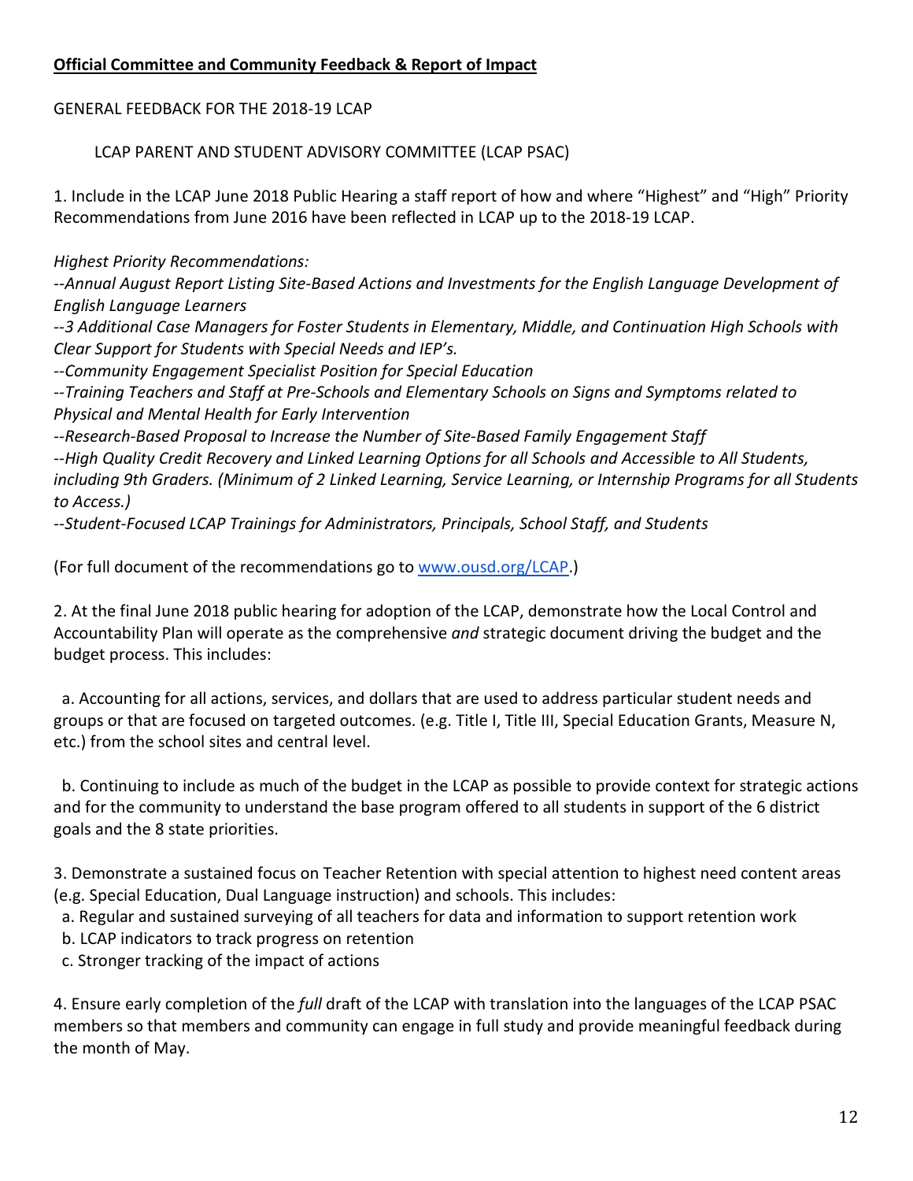**Official Committee and Community Feedback & Report of Impact**

GENERAL FEEDBACK FOR THE 2018-19 LCAP

LCAP PARENT AND STUDENT ADVISORY COMMITTEE (LCAP PSAC)

1. Include in the LCAP June 2018 Public Hearing a staff report of how and where "Highest" and "High" Priority Recommendations from June 2016 have been reflected in LCAP up to the 2018-19 LCAP.

*Highest Priority Recommendations:*
*--Annual August Report Listing Site-Based Actions and Investments for the English Language Development of English Language Learners*
*--3 Additional Case Managers for Foster Students in Elementary, Middle, and Continuation High Schools with Clear Support for Students with Special Needs and IEP's.*
*--Community Engagement Specialist Position for Special Education*
*--Training Teachers and Staff at Pre-Schools and Elementary Schools on Signs and Symptoms related to Physical and Mental Health for Early Intervention*
*--Research-Based Proposal to Increase the Number of Site-Based Family Engagement Staff*
*--High Quality Credit Recovery and Linked Learning Options for all Schools and Accessible to All Students, including 9th Graders. (Minimum of 2 Linked Learning, Service Learning, or Internship Programs for all Students to Access.)*
*--Student-Focused LCAP Trainings for Administrators, Principals, School Staff, and Students*

(For full document of the recommendations go to [www.ousd.org/LCAP](www.ousd.org/LCAP).)

2. At the final June 2018 public hearing for adoption of the LCAP, demonstrate how the Local Control and Accountability Plan will operate as the comprehensive *and* strategic document driving the budget and the budget process. This includes:

   a. Accounting for all actions, services, and dollars that are used to address particular student needs and groups or that are focused on targeted outcomes. (e.g. Title I, Title III, Special Education Grants, Measure N, etc.) from the school sites and central level.

   b. Continuing to include as much of the budget in the LCAP as possible to provide context for strategic actions and for the community to understand the base program offered to all students in support of the 6 district goals and the 8 state priorities.

3. Demonstrate a sustained focus on Teacher Retention with special attention to highest need content areas (e.g. Special Education, Dual Language instruction) and schools. This includes:
   a. Regular and sustained surveying of all teachers for data and information to support retention work
   b. LCAP indicators to track progress on retention
   c. Stronger tracking of the impact of actions

4. Ensure early completion of the *full* draft of the LCAP with translation into the languages of the LCAP PSAC members so that members and community can engage in full study and provide meaningful feedback during the month of May.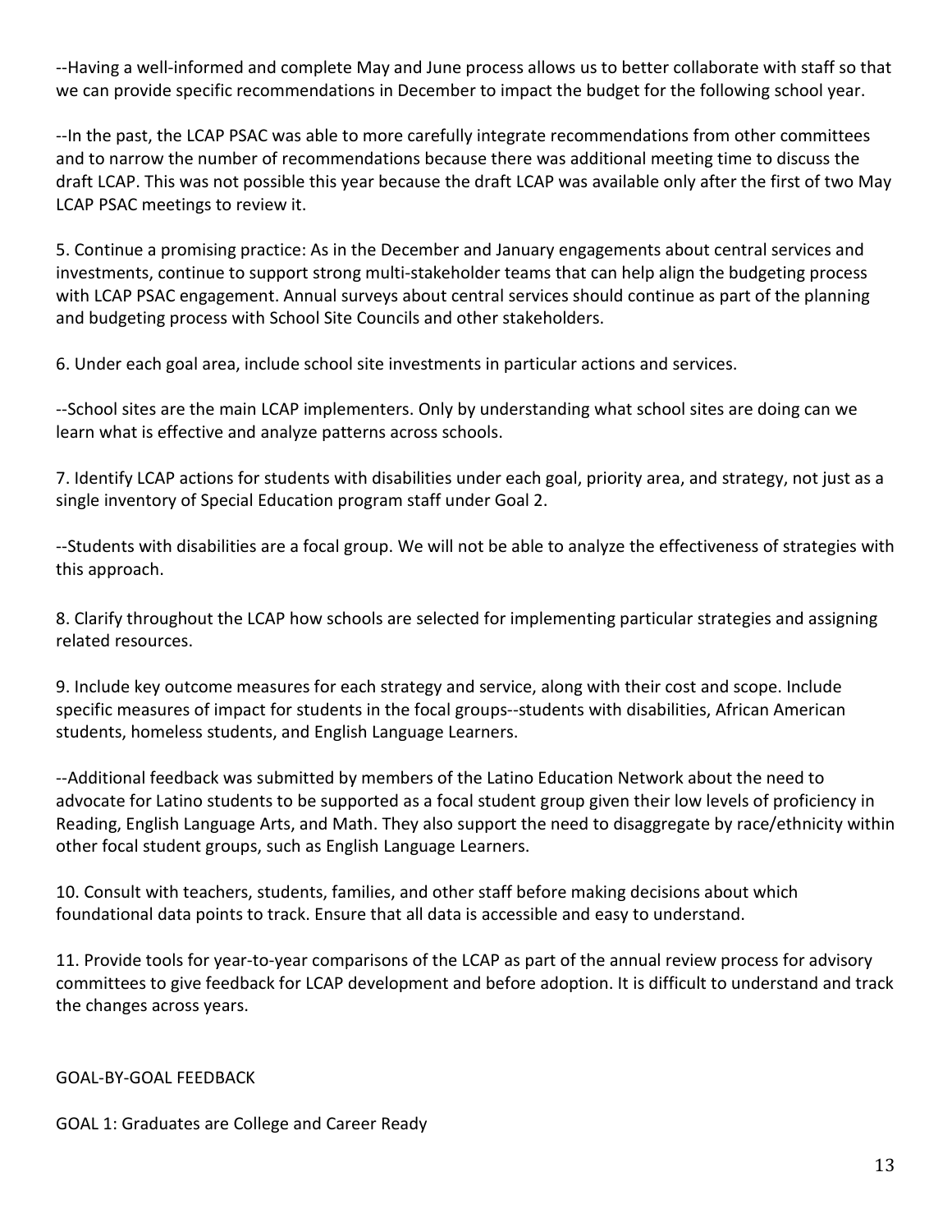--Having a well-informed and complete May and June process allows us to better collaborate with staff so that we can provide specific recommendations in December to impact the budget for the following school year.

--In the past, the LCAP PSAC was able to more carefully integrate recommendations from other committees and to narrow the number of recommendations because there was additional meeting time to discuss the draft LCAP. This was not possible this year because the draft LCAP was available only after the first of two May LCAP PSAC meetings to review it.

5. Continue a promising practice: As in the December and January engagements about central services and investments, continue to support strong multi-stakeholder teams that can help align the budgeting process with LCAP PSAC engagement. Annual surveys about central services should continue as part of the planning and budgeting process with School Site Councils and other stakeholders.

6. Under each goal area, include school site investments in particular actions and services.

--School sites are the main LCAP implementers. Only by understanding what school sites are doing can we learn what is effective and analyze patterns across schools.

7. Identify LCAP actions for students with disabilities under each goal, priority area, and strategy, not just as a single inventory of Special Education program staff under Goal 2.

--Students with disabilities are a focal group. We will not be able to analyze the effectiveness of strategies with this approach.

8. Clarify throughout the LCAP how schools are selected for implementing particular strategies and assigning related resources.

9. Include key outcome measures for each strategy and service, along with their cost and scope. Include specific measures of impact for students in the focal groups--students with disabilities, African American students, homeless students, and English Language Learners.

--Additional feedback was submitted by members of the Latino Education Network about the need to advocate for Latino students to be supported as a focal student group given their low levels of proficiency in Reading, English Language Arts, and Math. They also support the need to disaggregate by race/ethnicity within other focal student groups, such as English Language Learners.

10. Consult with teachers, students, families, and other staff before making decisions about which foundational data points to track. Ensure that all data is accessible and easy to understand.

11. Provide tools for year-to-year comparisons of the LCAP as part of the annual review process for advisory committees to give feedback for LCAP development and before adoption. It is difficult to understand and track the changes across years.

## GOAL-BY-GOAL FEEDBACK

### GOAL 1: Graduates are College and Career Ready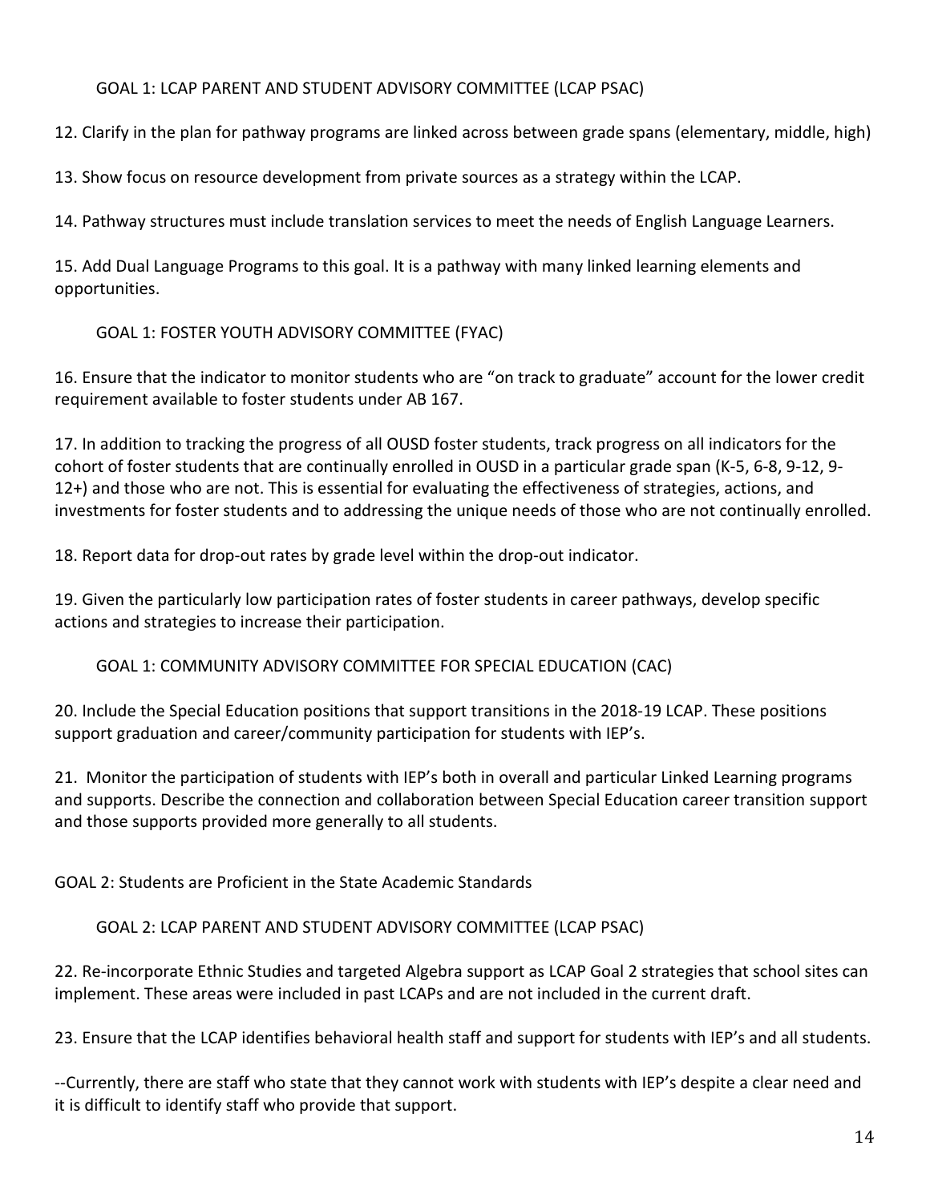### GOAL 1: LCAP PARENT AND STUDENT ADVISORY COMMITTEE (LCAP PSAC)

12. Clarify in the plan for pathway programs are linked across between grade spans (elementary, middle, high)

13. Show focus on resource development from private sources as a strategy within the LCAP.

14. Pathway structures must include translation services to meet the needs of English Language Learners.

15. Add Dual Language Programs to this goal. It is a pathway with many linked learning elements and opportunities.

### GOAL 1: FOSTER YOUTH ADVISORY COMMITTEE (FYAC)

16. Ensure that the indicator to monitor students who are "on track to graduate" account for the lower credit requirement available to foster students under AB 167.

17. In addition to tracking the progress of all OUSD foster students, track progress on all indicators for the cohort of foster students that are continually enrolled in OUSD in a particular grade span (K-5, 6-8, 9-12, 9-12+) and those who are not. This is essential for evaluating the effectiveness of strategies, actions, and investments for foster students and to addressing the unique needs of those who are not continually enrolled.

18. Report data for drop-out rates by grade level within the drop-out indicator.

19. Given the particularly low participation rates of foster students in career pathways, develop specific actions and strategies to increase their participation.

### GOAL 1: COMMUNITY ADVISORY COMMITTEE FOR SPECIAL EDUCATION (CAC)

20. Include the Special Education positions that support transitions in the 2018-19 LCAP. These positions support graduation and career/community participation for students with IEP's.

21. Monitor the participation of students with IEP's both in overall and particular Linked Learning programs and supports. Describe the connection and collaboration between Special Education career transition support and those supports provided more generally to all students.

## GOAL 2: Students are Proficient in the State Academic Standards

### GOAL 2: LCAP PARENT AND STUDENT ADVISORY COMMITTEE (LCAP PSAC)

22. Re-incorporate Ethnic Studies and targeted Algebra support as LCAP Goal 2 strategies that school sites can implement. These areas were included in past LCAPs and are not included in the current draft.

23. Ensure that the LCAP identifies behavioral health staff and support for students with IEP's and all students.

--Currently, there are staff who state that they cannot work with students with IEP's despite a clear need and it is difficult to identify staff who provide that support.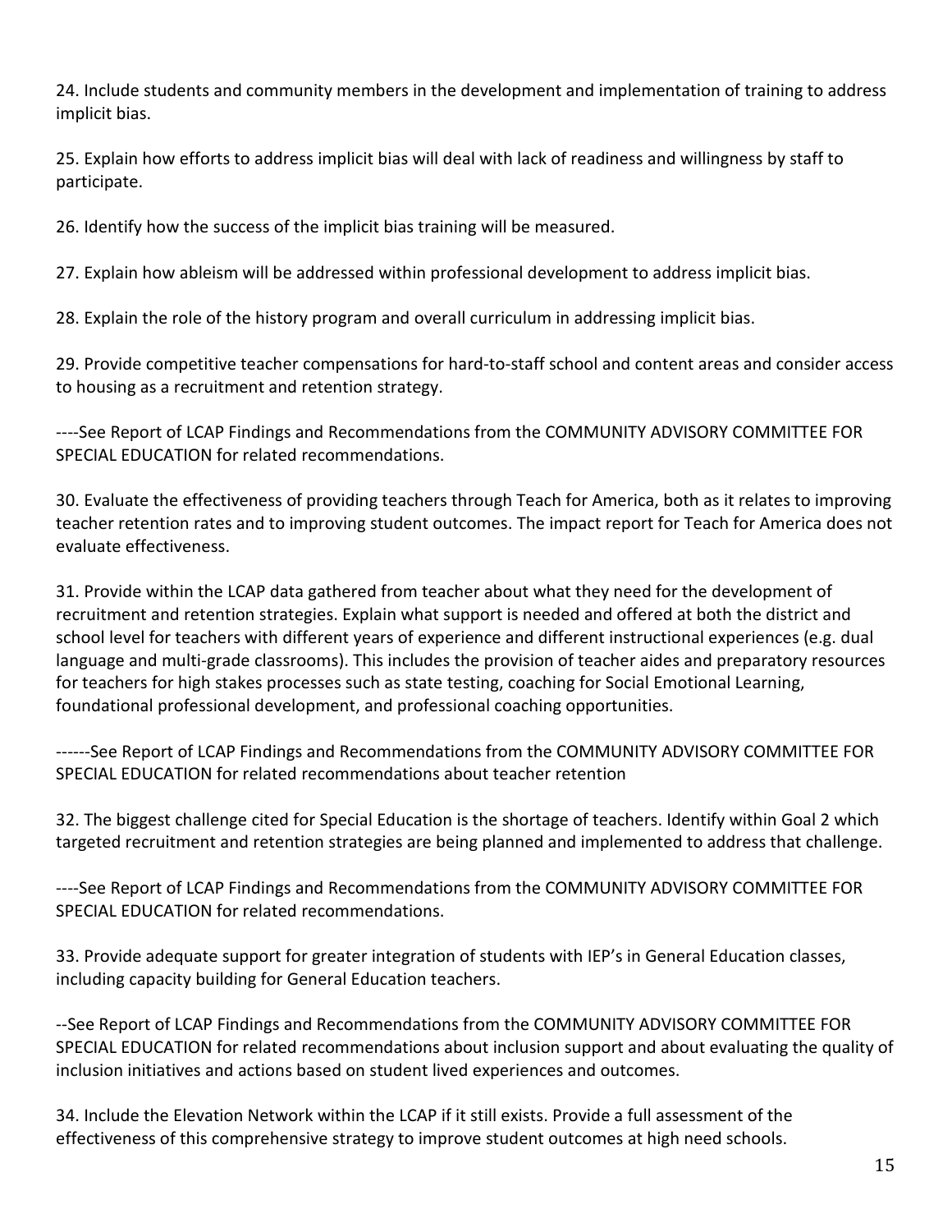24. Include students and community members in the development and implementation of training to address implicit bias.

25. Explain how efforts to address implicit bias will deal with lack of readiness and willingness by staff to participate.

26. Identify how the success of the implicit bias training will be measured.

27. Explain how ableism will be addressed within professional development to address implicit bias.

28. Explain the role of the history program and overall curriculum in addressing implicit bias.

29. Provide competitive teacher compensations for hard-to-staff school and content areas and consider access to housing as a recruitment and retention strategy.

----See Report of LCAP Findings and Recommendations from the COMMUNITY ADVISORY COMMITTEE FOR SPECIAL EDUCATION for related recommendations.

30. Evaluate the effectiveness of providing teachers through Teach for America, both as it relates to improving teacher retention rates and to improving student outcomes. The impact report for Teach for America does not evaluate effectiveness.

31. Provide within the LCAP data gathered from teacher about what they need for the development of recruitment and retention strategies. Explain what support is needed and offered at both the district and school level for teachers with different years of experience and different instructional experiences (e.g. dual language and multi-grade classrooms). This includes the provision of teacher aides and preparatory resources for teachers for high stakes processes such as state testing, coaching for Social Emotional Learning, foundational professional development, and professional coaching opportunities.

------See Report of LCAP Findings and Recommendations from the COMMUNITY ADVISORY COMMITTEE FOR SPECIAL EDUCATION for related recommendations about teacher retention

32. The biggest challenge cited for Special Education is the shortage of teachers. Identify within Goal 2 which targeted recruitment and retention strategies are being planned and implemented to address that challenge.

----See Report of LCAP Findings and Recommendations from the COMMUNITY ADVISORY COMMITTEE FOR SPECIAL EDUCATION for related recommendations.

33. Provide adequate support for greater integration of students with IEP's in General Education classes, including capacity building for General Education teachers.

--See Report of LCAP Findings and Recommendations from the COMMUNITY ADVISORY COMMITTEE FOR SPECIAL EDUCATION for related recommendations about inclusion support and about evaluating the quality of inclusion initiatives and actions based on student lived experiences and outcomes.

34. Include the Elevation Network within the LCAP if it still exists. Provide a full assessment of the effectiveness of this comprehensive strategy to improve student outcomes at high need schools.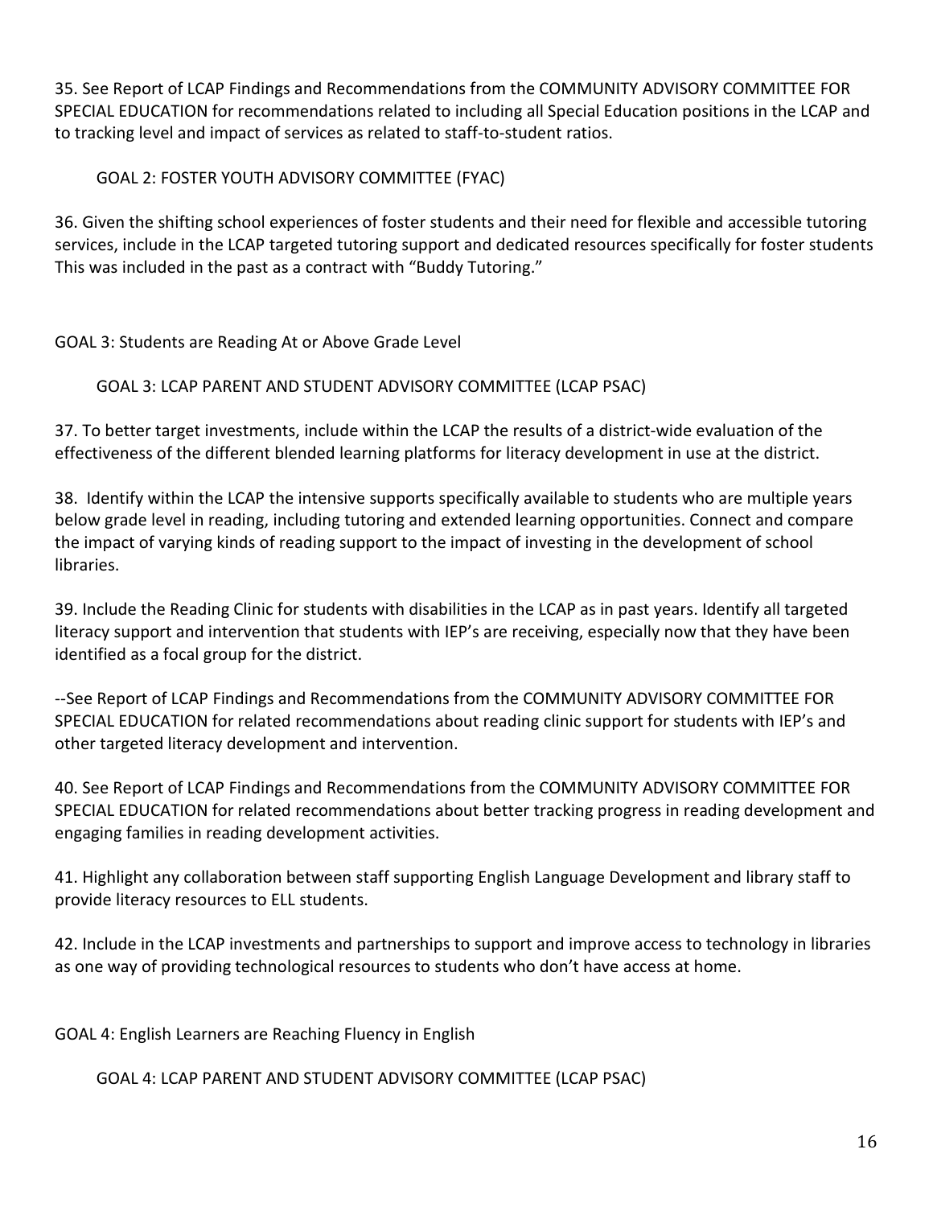35. See Report of LCAP Findings and Recommendations from the COMMUNITY ADVISORY COMMITTEE FOR SPECIAL EDUCATION for recommendations related to including all Special Education positions in the LCAP and to tracking level and impact of services as related to staff-to-student ratios.

GOAL 2: FOSTER YOUTH ADVISORY COMMITTEE (FYAC)

36. Given the shifting school experiences of foster students and their need for flexible and accessible tutoring services, include in the LCAP targeted tutoring support and dedicated resources specifically for foster students This was included in the past as a contract with "Buddy Tutoring."

## GOAL 3: Students are Reading At or Above Grade Level

GOAL 3: LCAP PARENT AND STUDENT ADVISORY COMMITTEE (LCAP PSAC)

37. To better target investments, include within the LCAP the results of a district-wide evaluation of the effectiveness of the different blended learning platforms for literacy development in use at the district.

38. Identify within the LCAP the intensive supports specifically available to students who are multiple years below grade level in reading, including tutoring and extended learning opportunities. Connect and compare the impact of varying kinds of reading support to the impact of investing in the development of school libraries.

39. Include the Reading Clinic for students with disabilities in the LCAP as in past years. Identify all targeted literacy support and intervention that students with IEP's are receiving, especially now that they have been identified as a focal group for the district.

--See Report of LCAP Findings and Recommendations from the COMMUNITY ADVISORY COMMITTEE FOR SPECIAL EDUCATION for related recommendations about reading clinic support for students with IEP's and other targeted literacy development and intervention.

40. See Report of LCAP Findings and Recommendations from the COMMUNITY ADVISORY COMMITTEE FOR SPECIAL EDUCATION for related recommendations about better tracking progress in reading development and engaging families in reading development activities.

41. Highlight any collaboration between staff supporting English Language Development and library staff to provide literacy resources to ELL students.

42. Include in the LCAP investments and partnerships to support and improve access to technology in libraries as one way of providing technological resources to students who don't have access at home.

## GOAL 4: English Learners are Reaching Fluency in English

GOAL 4: LCAP PARENT AND STUDENT ADVISORY COMMITTEE (LCAP PSAC)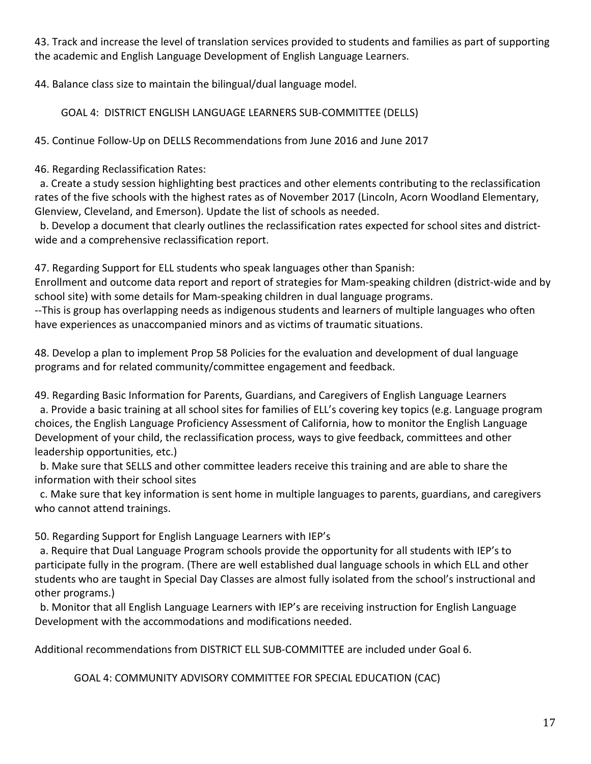43. Track and increase the level of translation services provided to students and families as part of supporting the academic and English Language Development of English Language Learners.

44. Balance class size to maintain the bilingual/dual language model.

## GOAL 4: DISTRICT ENGLISH LANGUAGE LEARNERS SUB-COMMITTEE (DELLS)

45. Continue Follow-Up on DELLS Recommendations from June 2016 and June 2017

46. Regarding Reclassification Rates:

a. Create a study session highlighting best practices and other elements contributing to the reclassification rates of the five schools with the highest rates as of November 2017 (Lincoln, Acorn Woodland Elementary, Glenview, Cleveland, and Emerson). Update the list of schools as needed.

b. Develop a document that clearly outlines the reclassification rates expected for school sites and district-wide and a comprehensive reclassification report.

47. Regarding Support for ELL students who speak languages other than Spanish:
Enrollment and outcome data report and report of strategies for Mam-speaking children (district-wide and by school site) with some details for Mam-speaking children in dual language programs.
--This is group has overlapping needs as indigenous students and learners of multiple languages who often have experiences as unaccompanied minors and as victims of traumatic situations.

48. Develop a plan to implement Prop 58 Policies for the evaluation and development of dual language programs and for related community/committee engagement and feedback.

49. Regarding Basic Information for Parents, Guardians, and Caregivers of English Language Learners

a. Provide a basic training at all school sites for families of ELL's covering key topics (e.g. Language program choices, the English Language Proficiency Assessment of California, how to monitor the English Language Development of your child, the reclassification process, ways to give feedback, committees and other leadership opportunities, etc.)

b. Make sure that SELLS and other committee leaders receive this training and are able to share the information with their school sites

c. Make sure that key information is sent home in multiple languages to parents, guardians, and caregivers who cannot attend trainings.

50. Regarding Support for English Language Learners with IEP's

a. Require that Dual Language Program schools provide the opportunity for all students with IEP's to participate fully in the program. (There are well established dual language schools in which ELL and other students who are taught in Special Day Classes are almost fully isolated from the school's instructional and other programs.)

b. Monitor that all English Language Learners with IEP's are receiving instruction for English Language Development with the accommodations and modifications needed.

Additional recommendations from DISTRICT ELL SUB-COMMITTEE are included under Goal 6.

## GOAL 4: COMMUNITY ADVISORY COMMITTEE FOR SPECIAL EDUCATION (CAC)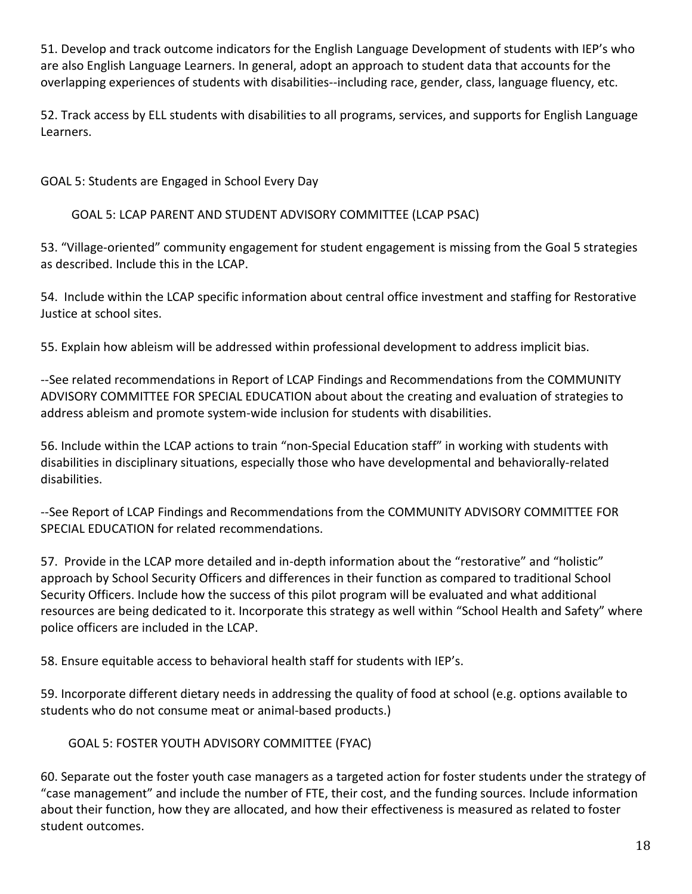51. Develop and track outcome indicators for the English Language Development of students with IEP's who are also English Language Learners. In general, adopt an approach to student data that accounts for the overlapping experiences of students with disabilities--including race, gender, class, language fluency, etc.

52. Track access by ELL students with disabilities to all programs, services, and supports for English Language Learners.

## GOAL 5: Students are Engaged in School Every Day

### GOAL 5: LCAP PARENT AND STUDENT ADVISORY COMMITTEE (LCAP PSAC)

53. "Village-oriented" community engagement for student engagement is missing from the Goal 5 strategies as described. Include this in the LCAP.

54. Include within the LCAP specific information about central office investment and staffing for Restorative Justice at school sites.

55. Explain how ableism will be addressed within professional development to address implicit bias.

--See related recommendations in Report of LCAP Findings and Recommendations from the COMMUNITY ADVISORY COMMITTEE FOR SPECIAL EDUCATION about about the creating and evaluation of strategies to address ableism and promote system-wide inclusion for students with disabilities.

56. Include within the LCAP actions to train "non-Special Education staff" in working with students with disabilities in disciplinary situations, especially those who have developmental and behaviorally-related disabilities.

--See Report of LCAP Findings and Recommendations from the COMMUNITY ADVISORY COMMITTEE FOR SPECIAL EDUCATION for related recommendations.

57. Provide in the LCAP more detailed and in-depth information about the "restorative" and "holistic" approach by School Security Officers and differences in their function as compared to traditional School Security Officers. Include how the success of this pilot program will be evaluated and what additional resources are being dedicated to it. Incorporate this strategy as well within "School Health and Safety" where police officers are included in the LCAP.

58. Ensure equitable access to behavioral health staff for students with IEP's.

59. Incorporate different dietary needs in addressing the quality of food at school (e.g. options available to students who do not consume meat or animal-based products.)

### GOAL 5: FOSTER YOUTH ADVISORY COMMITTEE (FYAC)

60. Separate out the foster youth case managers as a targeted action for foster students under the strategy of "case management" and include the number of FTE, their cost, and the funding sources. Include information about their function, how they are allocated, and how their effectiveness is measured as related to foster student outcomes.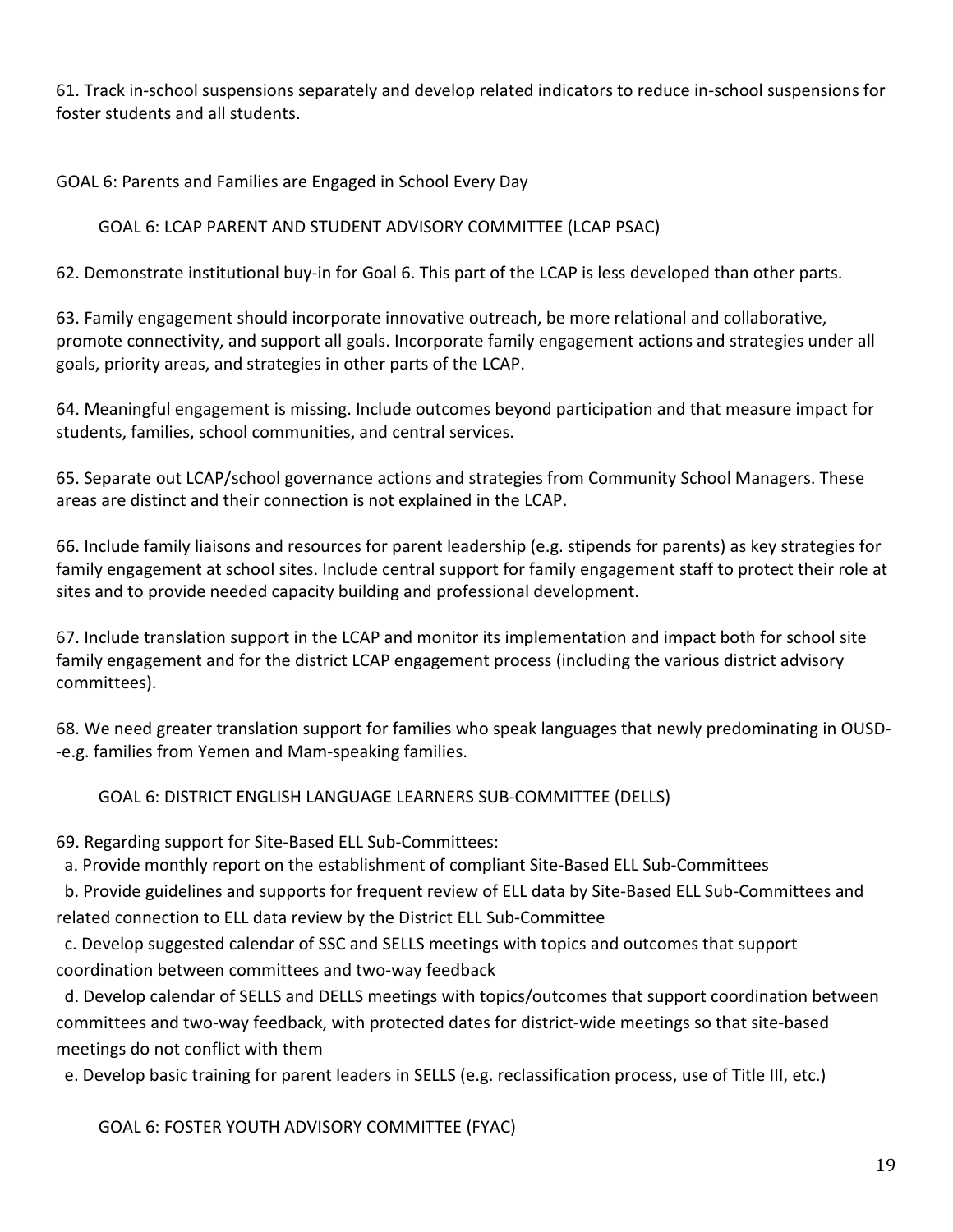61. Track in-school suspensions separately and develop related indicators to reduce in-school suspensions for foster students and all students.

## GOAL 6: Parents and Families are Engaged in School Every Day

### GOAL 6: LCAP PARENT AND STUDENT ADVISORY COMMITTEE (LCAP PSAC)

62. Demonstrate institutional buy-in for Goal 6. This part of the LCAP is less developed than other parts.

63. Family engagement should incorporate innovative outreach, be more relational and collaborative, promote connectivity, and support all goals. Incorporate family engagement actions and strategies under all goals, priority areas, and strategies in other parts of the LCAP.

64. Meaningful engagement is missing. Include outcomes beyond participation and that measure impact for students, families, school communities, and central services.

65. Separate out LCAP/school governance actions and strategies from Community School Managers. These areas are distinct and their connection is not explained in the LCAP.

66. Include family liaisons and resources for parent leadership (e.g. stipends for parents) as key strategies for family engagement at school sites. Include central support for family engagement staff to protect their role at sites and to provide needed capacity building and professional development.

67. Include translation support in the LCAP and monitor its implementation and impact both for school site family engagement and for the district LCAP engagement process (including the various district advisory committees).

68. We need greater translation support for families who speak languages that newly predominating in OUSD--e.g. families from Yemen and Mam-speaking families.

### GOAL 6: DISTRICT ENGLISH LANGUAGE LEARNERS SUB-COMMITTEE (DELLS)

69. Regarding support for Site-Based ELL Sub-Committees:

a. Provide monthly report on the establishment of compliant Site-Based ELL Sub-Committees

b. Provide guidelines and supports for frequent review of ELL data by Site-Based ELL Sub-Committees and related connection to ELL data review by the District ELL Sub-Committee

c. Develop suggested calendar of SSC and SELLS meetings with topics and outcomes that support coordination between committees and two-way feedback

d. Develop calendar of SELLS and DELLS meetings with topics/outcomes that support coordination between committees and two-way feedback, with protected dates for district-wide meetings so that site-based meetings do not conflict with them

e. Develop basic training for parent leaders in SELLS (e.g. reclassification process, use of Title III, etc.)

### GOAL 6: FOSTER YOUTH ADVISORY COMMITTEE (FYAC)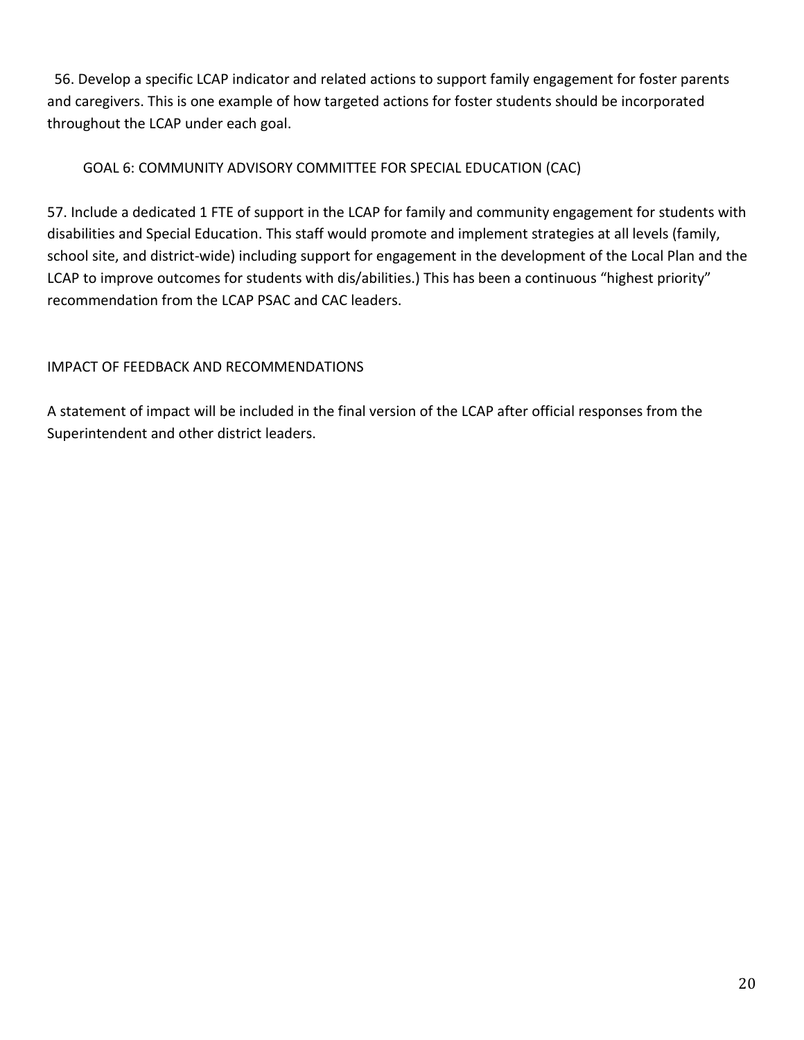56. Develop a specific LCAP indicator and related actions to support family engagement for foster parents and caregivers. This is one example of how targeted actions for foster students should be incorporated throughout the LCAP under each goal.

## GOAL 6: COMMUNITY ADVISORY COMMITTEE FOR SPECIAL EDUCATION (CAC)

57. Include a dedicated 1 FTE of support in the LCAP for family and community engagement for students with disabilities and Special Education. This staff would promote and implement strategies at all levels (family, school site, and district-wide) including support for engagement in the development of the Local Plan and the LCAP to improve outcomes for students with dis/abilities.) This has been a continuous "highest priority" recommendation from the LCAP PSAC and CAC leaders.

## IMPACT OF FEEDBACK AND RECOMMENDATIONS

A statement of impact will be included in the final version of the LCAP after official responses from the Superintendent and other district leaders.